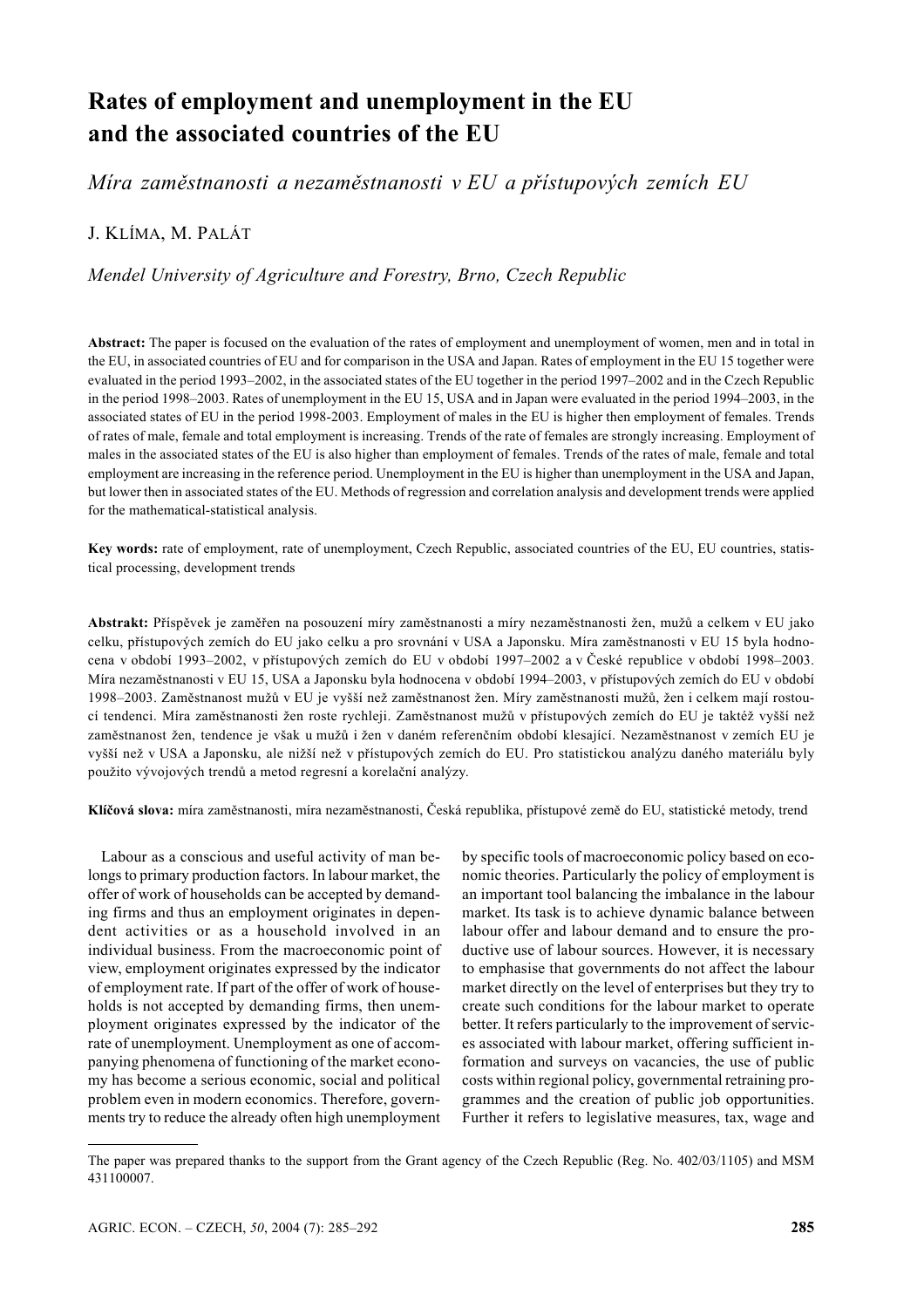# Rates of employment and unemployment in the EU and the associated countries of the EU

*Míra zaměstnanosti a nezaměstnanosti v EU a přístupových zemích EU*

J. Klíma, M. Palát

*Mendel University of Agriculture and Forestry, Brno, Czech Republic*

**Abstract:** The paper is focused on the evaluation of the rates of employment and unemployment of women, men and in total in the EU, in associated countries of EU and for comparison in the USA and Japan. Rates of employment in the EU 15 together were evaluated in the period 1993–2002, in the associated states of the EU together in the period 1997–2002 and in the Czech Republic in the period 1998–2003. Rates of unemployment in the EU 15, USA and in Japan were evaluated in the period 1994–2003, in the associated states of EU in the period 1998-2003. Employment of males in the EU is higher then employment of females. Trends of rates of male, female and total employment is increasing. Trends of the rate of females are strongly increasing. Employment of males in the associated states of the EU is also higher than employment of females. Trends of the rates of male, female and total employment are increasing in the reference period. Unemployment in the EU is higher than unemployment in the USA and Japan, but lower then in associated states of the EU. Methods of regression and correlation analysis and development trends were applied for the mathematical-statistical analysis.

**Key words:** rate of employment, rate of unemployment, Czech Republic, associated countries of the EU, EU countries, statistical processing, development trends

**Abstrakt:** Příspěvek je zaměřen na posouzení míry zaměstnanosti a míry nezaměstnanosti žen, mužů a celkem v EU jako celku, přístupových zemích do EU jako celku a pro srovnání v USA a Japonsku. Míra zaměstnanosti v EU 15 byla hodnocena v období 1993–2002, v přístupových zemích do EU v období 1997–2002 a v České republice v období 1998–2003. Míra nezaměstnanosti v EU 15, USA a Japonsku byla hodnocena v období 1994–2003, v přístupových zemích do EU v období 1998–2003. Zaměstnanost mužů v EU je vyšší než zaměstnanost žen. Míry zaměstnanosti mužů, žen i celkem mají rostoucí tendenci. Míra zaměstnanosti žen roste rychleji. Zaměstnanost mužů v přístupových zemích do EU je taktéž vyšší než zaměstnanost žen, tendence je však u mužů i žen v daném referenčním období klesající. Nezaměstnanost v zemích EU je vyšší než v USA a Japonsku, ale nižší než v přístupových zemích do EU. Pro statistickou analýzu daného materiálu byly použito vývojových trendů a metod regresní a korelační analýzy.

**Klíčová slova:** míra zaměstnanosti, míra nezaměstnanosti, Česká republika, přístupové země do EU, statistické metody, trend

Labour as a conscious and useful activity of man belongs to primary production factors. In labour market, the offer of work of households can be accepted by demanding firms and thus an employment originates in dependent activities or as a household involved in an individual business. From the macroeconomic point of view, employment originates expressed by the indicator of employment rate. If part of the offer of work of households is not accepted by demanding firms, then unemployment originates expressed by the indicator of the rate of unemployment. Unemployment as one of accompanying phenomena of functioning of the market economy has become a serious economic, social and political problem even in modern economics. Therefore, governments try to reduce the already often high unemployment by specific tools of macroeconomic policy based on economic theories. Particularly the policy of employment is an important tool balancing the imbalance in the labour market. Its task is to achieve dynamic balance between labour offer and labour demand and to ensure the productive use of labour sources. However, it is necessary to emphasise that governments do not affect the labour market directly on the level of enterprises but they try to create such conditions for the labour market to operate better. It refers particularly to the improvement of services associated with labour market, offering sufficient information and surveys on vacancies, the use of public costs within regional policy, governmental retraining programmes and the creation of public job opportunities. Further it refers to legislative measures, tax, wage and

The paper was prepared thanks to the support from the Grant agency of the Czech Republic (Reg. No. 402/03/1105) and MSM 431100007.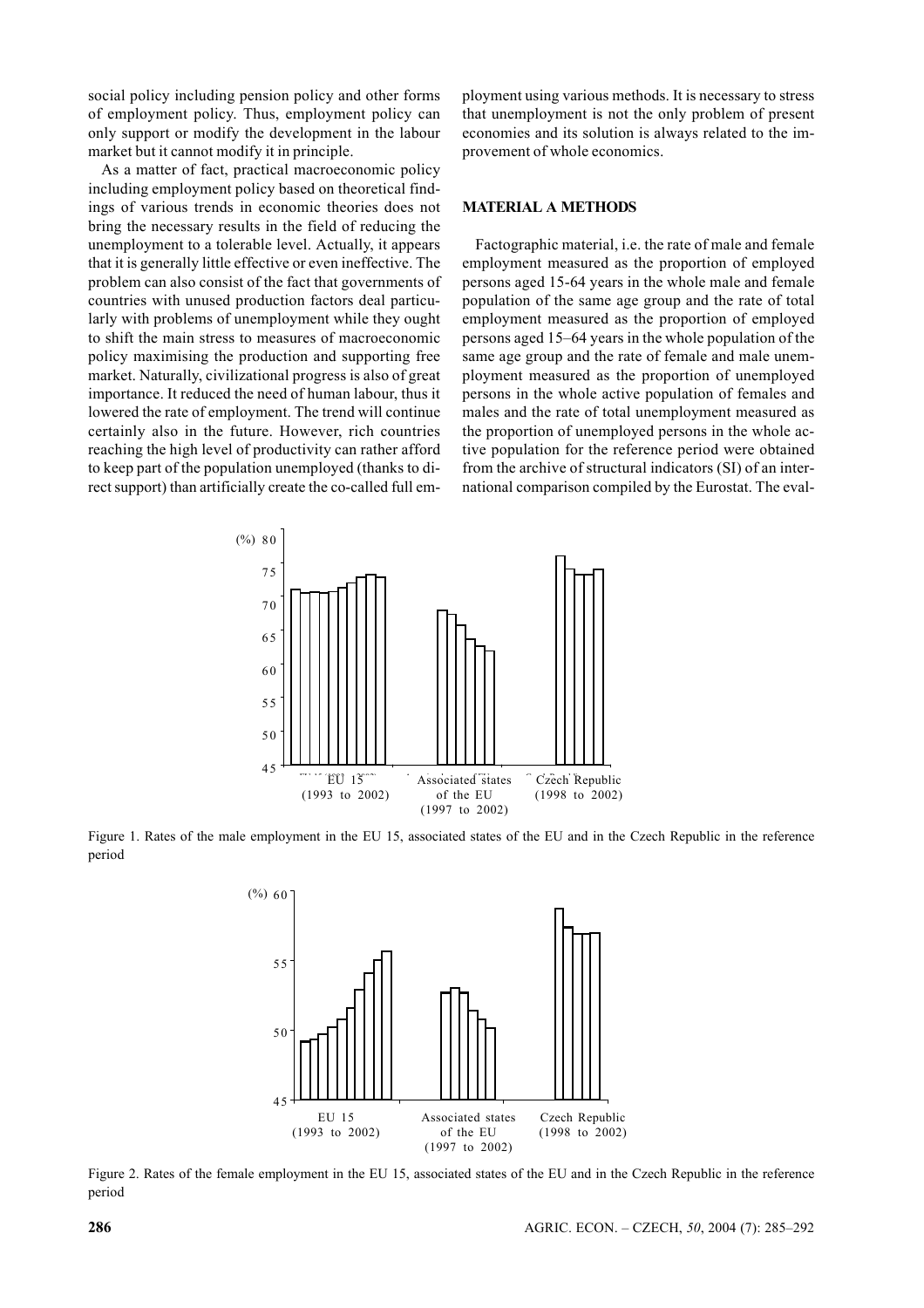social policy including pension policy and other forms of employment policy. Thus, employment policy can only support or modify the development in the labour market but it cannot modify it in principle.

As a matter of fact, practical macroeconomic policy including employment policy based on theoretical findings of various trends in economic theories does not bring the necessary results in the field of reducing the unemployment to a tolerable level. Actually, it appears that it is generally little effective or even ineffective. The problem can also consist of the fact that governments of countries with unused production factors deal particularly with problems of unemployment while they ought to shift the main stress to measures of macroeconomic policy maximising the production and supporting free market. Naturally, civilizational progress is also of great importance. It reduced the need of human labour, thus it lowered the rate of employment. The trend will continue certainly also in the future. However, rich countries reaching the high level of productivity can rather afford to keep part of the population unemployed (thanks to direct support) than artificially create the co-called full employment using various methods. It is necessary to stress that unemployment is not the only problem of present economies and its solution is always related to the improvement of whole economics.

## MATERIAL A METHODS

Factographic material, i.e. the rate of male and female employment measured as the proportion of employed persons aged 15-64 years in the whole male and female population of the same age group and the rate of total employment measured as the proportion of employed persons aged 15–64 years in the whole population of the same age group and the rate of female and male unemployment measured as the proportion of unemployed persons in the whole active population of females and males and the rate of total unemployment measured as the proportion of unemployed persons in the whole active population for the reference period were obtained from the archive of structural indicators (SI) of an international comparison compiled by the Eurostat. The eval-

(%) 80
75
70
65
60
55
50
45

EU 15 (1993 to 2002)
Associated states of the EU (1997 to 2002)
Czech Republic (1998 to 2002)

Figure 1. Rates of the male employment in the EU 15, associated states of the EU and in the Czech Republic in the reference period

(%) 60
55
50
45

EU 15 (1993 to 2002)
Associated states of the EU (1997 to 2002)
Czech Republic (1998 to 2002)

Figure 2. Rates of the female employment in the EU 15, associated states of the EU and in the Czech Republic in the reference period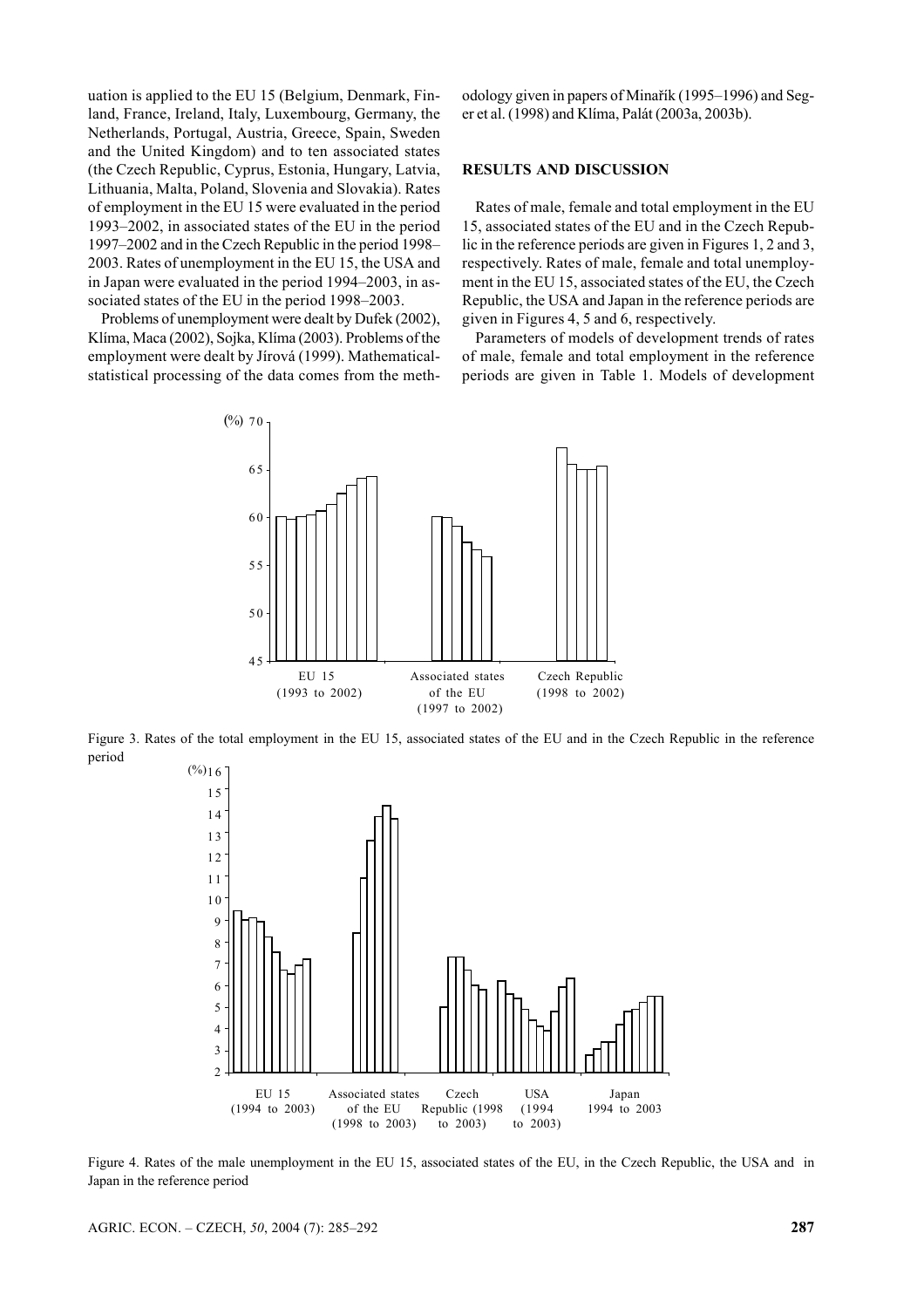uation is applied to the EU 15 (Belgium, Denmark, Finland, France, Ireland, Italy, Luxembourg, Germany, the Netherlands, Portugal, Austria, Greece, Spain, Sweden and the United Kingdom) and to ten associated states (the Czech Republic, Cyprus, Estonia, Hungary, Latvia, Lithuania, Malta, Poland, Slovenia and Slovakia). Rates of employment in the EU 15 were evaluated in the period 1993–2002, in associated states of the EU in the period 1997–2002 and in the Czech Republic in the period 1998–2003. Rates of unemployment in the EU 15, the USA and in Japan were evaluated in the period 1994–2003, in associated states of the EU in the period 1998–2003.

Problems of unemployment were dealt by Dufek (2002), Klíma, Maca (2002), Sojka, Klíma (2003). Problems of the employment were dealt by Jírová (1999). Mathematical-statistical processing of the data comes from the methodology given in papers of Minařík (1995–1996) and Seger et al. (1998) and Klíma, Palát (2003a, 2003b).

## RESULTS AND DISCUSSION

Rates of male, female and total employment in the EU 15, associated states of the EU and in the Czech Republic in the reference periods are given in Figures 1, 2 and 3, respectively. Rates of male, female and total unemployment in the EU 15, associated states of the EU, the Czech Republic, the USA and Japan in the reference periods are given in Figures 4, 5 and 6, respectively.

Parameters of models of development trends of rates of male, female and total employment in the reference periods are given in Table 1. Models of development

Figure 3. Rates of the total employment in the EU 15, associated states of the EU and in the Czech Republic in the reference period

Figure 4. Rates of the male unemployment in the EU 15, associated states of the EU, in the Czech Republic, the USA and in Japan in the reference period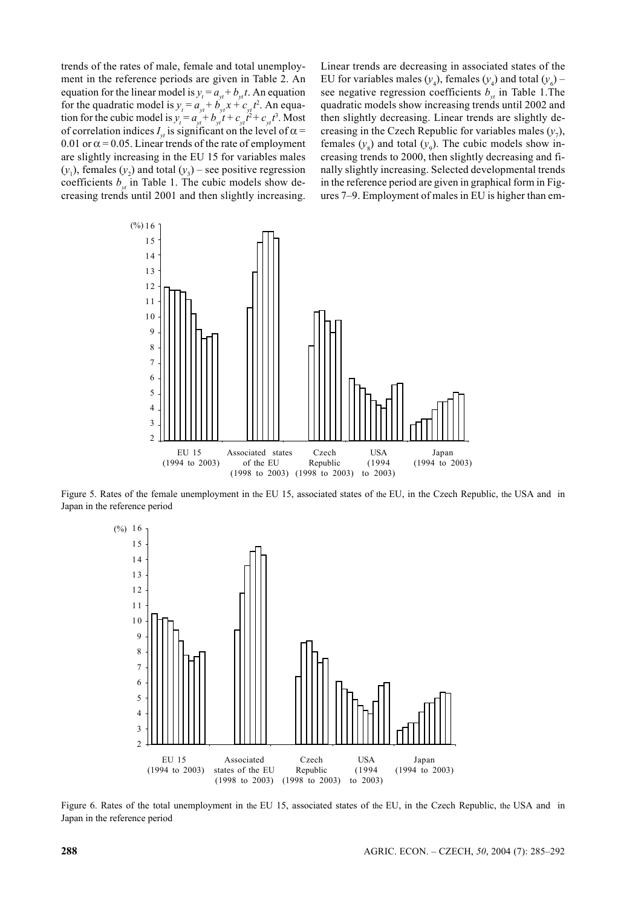trends of the rates of male, female and total unemployment in the reference periods are given in Table 2. An equation for the linear model is $y_t = a_{yt} + b_{yt}t$. An equation for the quadratic model is $y_t = a_{yt} + b_{yt}x + c_{yt}t^2$. An equation for the cubic model is $y_t = a_{yt} + b_{yt}t + c_{yt}t^2 + c_{yt}t^3$. Most of correlation indices $I_{yt}$ is significant on the level of $\alpha = 0.01$ or $\alpha = 0.05$. Linear trends of the rate of employment are slightly increasing in the EU 15 for variables males ($y_1$), females ($y_2$) and total ($y_3$) – see positive regression coefficients $b_{yt}$ in Table 1. The cubic models show decreasing trends until 2001 and then slightly increasing. Linear trends are decreasing in associated states of the EU for variables males ($y_4$), females ($y_4$) and total ($y_6$) – see negative regression coefficients $b_{yt}$ in Table 1.The quadratic models show increasing trends until 2002 and then slightly decreasing. Linear trends are slightly decreasing in the Czech Republic for variables males ($y_7$), females ($y_8$) and total ($y_9$). The cubic models show increasing trends to 2000, then slightly decreasing and finally slightly increasing. Selected developmental trends in the reference period are given in graphical form in Figures 7–9. Employment of males in EU is higher than em-

Figure 5. Rates of the female unemployment in the EU 15, associated states of the EU, in the Czech Republic, the USA and in Japan in the reference period

Figure 6. Rates of the total unemployment in the EU 15, associated states of the EU, in the Czech Republic, the USA and in Japan in the reference period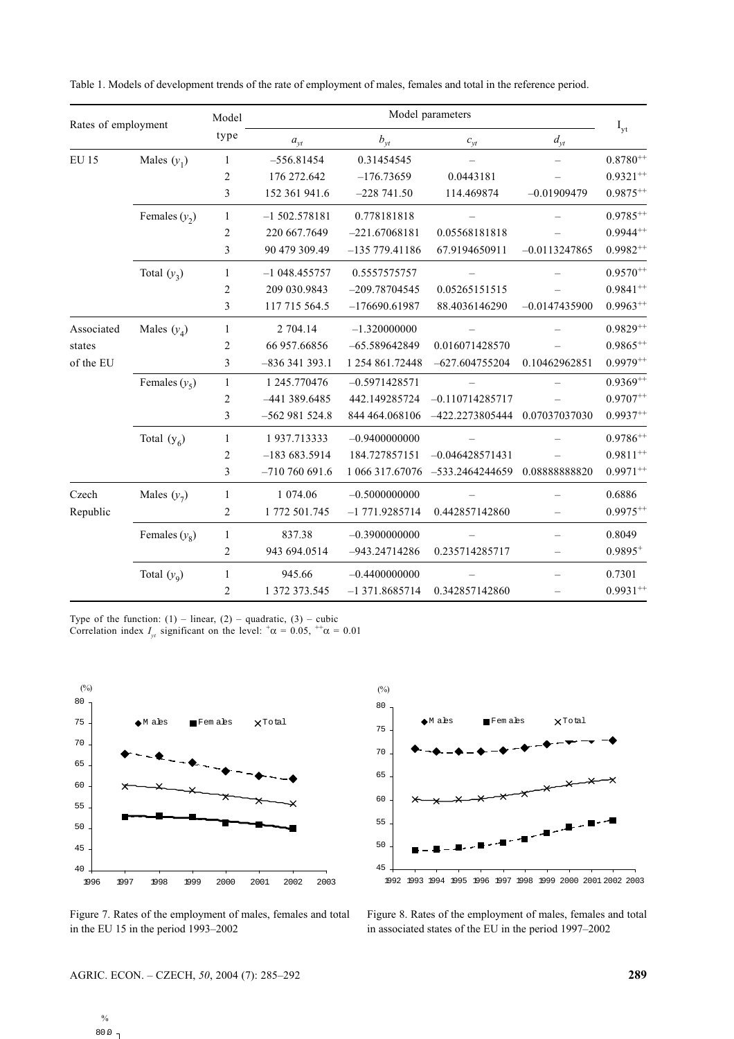Table 1. Models of development trends of the rate of employment of males, females and total in the reference period.

| Rates of employment | | Model type | Model parameters | | | | $I_{yt}$ |
|---|---|---|---|---|---|---|---|
| | | | $a_{yt}$ | $b_{yt}$ | $c_{yt}$ | $d_{yt}$ | |
| EU 15 | Males ($y_1$) | 1 | –556.81454 | 0.31454545 | – | – | $0.8780^{++}$ |
| | | 2 | 176 272.642 | –176.73659 | 0.0443181 | – | $0.9321^{++}$ |
| | | 3 | 152 361 941.6 | –228 741.50 | 114.469874 | –0.01909479 | $0.9875^{++}$ |
| | Females ($y_2$) | 1 | –1 502.578181 | 0.778181818 | – | – | $0.9785^{++}$ |
| | | 2 | 220 667.7649 | –221.67068181 | 0.05568181818 | – | $0.9944^{++}$ |
| | | 3 | 90 479 309.49 | –135 779.41186 | 67.9194650911 | –0.0113247865 | $0.9982^{++}$ |
| | Total ($y_3$) | 1 | –1 048.455757 | 0.5557575757 | – | – | $0.9570^{++}$ |
| | | 2 | 209 030.9843 | –209.78704545 | 0.05265151515 | – | $0.9841^{++}$ |
| | | 3 | 117 715 564.5 | –176690.61987 | 88.4036146290 | –0.0147435900 | $0.9963^{++}$ |
| Associated states of the EU | Males ($y_4$) | 1 | 2 704.14 | –1.320000000 | – | – | $0.9829^{++}$ |
| | | 2 | 66 957.66856 | –65.589642849 | 0.016071428570 | – | $0.9865^{++}$ |
| | | 3 | –836 341 393.1 | 1 254 861.72448 | –627.604755204 | 0.10462962851 | $0.9979^{++}$ |
| | Females ($y_5$) | 1 | 1 245.770476 | –0.5971428571 | – | – | $0.9369^{++}$ |
| | | 2 | –441 389.6485 | 442.149285724 | –0.110714285717 | – | $0.9707^{++}$ |
| | | 3 | –562 981 524.8 | 844 464.068106 | –422.2273805444 | 0.07037037030 | $0.9937^{++}$ |
| | Total ($y_6$) | 1 | 1 937.713333 | –0.9400000000 | – | – | $0.9786^{++}$ |
| | | 2 | –183 683.5914 | 184.727857151 | –0.046428571431 | – | $0.9811^{++}$ |
| | | 3 | –710 760 691.6 | 1 066 317.67076 | –533.2464244659 | 0.08888888820 | $0.9971^{++}$ |
| Czech Republic | Males ($y_7$) | 1 | 1 074.06 | –0.5000000000 | – | – | 0.6886 |
| | | 2 | 1 772 501.745 | –1 771.9285714 | 0.442857142860 | – | $0.9975^{++}$ |
| | Females ($y_8$) | 1 | 837.38 | –0.3900000000 | – | – | 0.8049 |
| | | 2 | 943 694.0514 | –943.24714286 | 0.235714285717 | – | $0.9895^{+}$ |
| | Total ($y_9$) | 1 | 945.66 | –0.4400000000 | – | – | 0.7301 |
| | | 2 | 1 372 373.545 | –1 371.8685714 | 0.342857142860 | – | $0.9931^{++}$ |

Type of the function: (1) – linear, (2) – quadratic, (3) – cubic
Correlation index $I_{yt}$ significant on the level: $^{+}\alpha = 0.05$, $^{++}\alpha = 0.01$

Figure 7. Rates of the employment of males, females and total in the EU 15 in the period 1993–2002

Figure 8. Rates of the employment of males, females and total in associated states of the EU in the period 1997–2002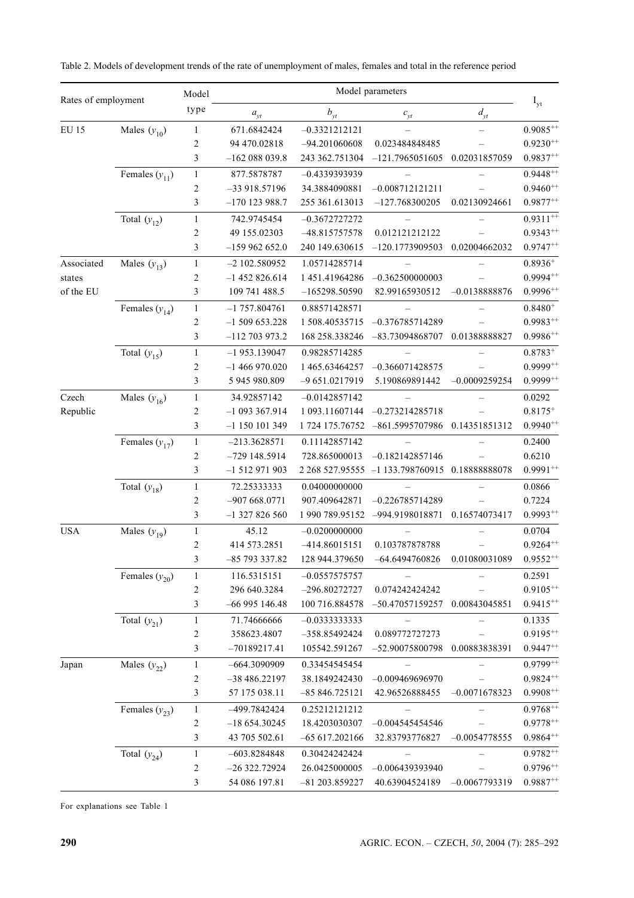Table 2. Models of development trends of the rate of unemployment of males, females and total in the reference period

| Rates of employment | | Model type | Model parameters | | | | $I_{yt}$ |
|---|---|---|---|---|---|---|---|
| | | | $a_{yt}$ | $b_{yt}$ | $c_{yt}$ | $d_{yt}$ | |
| EU 15 | Males ($y_{10}$) | 1 | 671.6842424 | –0.3321212121 | – | – | $0.9085^{++}$ |
| | | 2 | 94 470.02818 | –94.201060608 | 0.023484848485 | – | $0.9230^{++}$ |
| | | 3 | –162 088 039.8 | 243 362.751304 | –121.7965051605 | 0.02031857059 | $0.9837^{++}$ |
| | Females ($y_{11}$) | 1 | 877.5878787 | –0.4339393939 | – | – | $0.9448^{++}$ |
| | | 2 | –33 918.57196 | 34.3884090881 | –0.008712121211 | – | $0.9460^{++}$ |
| | | 3 | –170 123 988.7 | 255 361.613013 | –127.768300205 | 0.02130924661 | $0.9877^{++}$ |
| | Total ($y_{12}$) | 1 | 742.9745454 | –0.3672727272 | – | – | $0.9311^{++}$ |
| | | 2 | 49 155.02303 | –48.815757578 | 0.012121212122 | – | $0.9343^{++}$ |
| | | 3 | –159 962 652.0 | 240 149.630615 | –120.1773909503 | 0.02004662032 | $0.9747^{++}$ |
| Associated states of the EU | Males ($y_{13}$) | 1 | –2 102.580952 | 1.05714285714 | – | – | $0.8936^{+}$ |
| | | 2 | –1 452 826.614 | 1 451.41964286 | –0.362500000003 | – | $0.9994^{++}$ |
| | | 3 | 109 741 488.5 | –165298.50590 | 82.99165930512 | –0.0138888876 | $0.9996^{++}$ |
| | Females ($y_{14}$) | 1 | –1 757.804761 | 0.88571428571 | – | – | $0.8480^{+}$ |
| | | 2 | –1 509 653.228 | 1 508.40535715 | –0.376785714289 | – | $0.9983^{++}$ |
| | | 3 | –112 703 973.2 | 168 258.338246 | –83.73094868707 | 0.01388888827 | $0.9986^{++}$ |
| | Total ($y_{15}$) | 1 | –1 953.139047 | 0.98285714285 | – | – | $0.8783^{+}$ |
| | | 2 | –1 466 970.020 | 1 465.63464257 | –0.366071428575 | – | $0.9999^{++}$ |
| | | 3 | 5 945 980.809 | –9 651.0217919 | 5.190869891442 | –0.0009259254 | $0.9999^{++}$ |
| Czech Republic | Males ($y_{16}$) | 1 | 34.92857142 | –0.0142857142 | – | – | 0.0292 |
| | | 2 | –1 093 367.914 | 1 093.11607144 | –0.273214285718 | – | $0.8175^{+}$ |
| | | 3 | –1 150 101 349 | 1 724 175.76752 | –861.5995707986 | 0.14351851312 | $0.9940^{++}$ |
| | Females ($y_{17}$) | 1 | –213.3628571 | 0.11142857142 | – | – | 0.2400 |
| | | 2 | –729 148.5914 | 728.865000013 | –0.182142857146 | – | 0.6210 |
| | | 3 | –1 512 971 903 | 2 268 527.95555 | –1 133.798760915 | 0.18888888078 | $0.9991^{++}$ |
| | Total ($y_{18}$) | 1 | 72.25333333 | 0.04000000000 | – | – | 0.0866 |
| | | 2 | –907 668.0771 | 907.409642871 | –0.226785714289 | – | 0.7224 |
| | | 3 | –1 327 826 560 | 1 990 789.95152 | –994.9198018871 | 0.16574073417 | $0.9993^{++}$ |
| USA | Males ($y_{19}$) | 1 | 45.12 | –0.0200000000 | – | – | 0.0704 |
| | | 2 | 414 573.2851 | –414.86015151 | 0.103787878788 | – | $0.9264^{++}$ |
| | | 3 | –85 793 337.82 | 128 944.379650 | –64.6494760826 | 0.01080031089 | $0.9552^{++}$ |
| | Females ($y_{20}$) | 1 | 116.5315151 | –0.0557575757 | – | – | 0.2591 |
| | | 2 | 296 640.3284 | –296.80272727 | 0.074242424242 | – | $0.9105^{++}$ |
| | | 3 | –66 995 146.48 | 100 716.884578 | –50.47057159257 | 0.00843045851 | $0.9415^{++}$ |
| | Total ($y_{21}$) | 1 | 71.74666666 | –0.0333333333 | – | – | 0.1335 |
| | | 2 | 358623.4807 | –358.85492424 | 0.089772727273 | – | $0.9195^{++}$ |
| | | 3 | –70189217.41 | 105542.591267 | –52.90075800798 | 0.00883838391 | $0.9447^{++}$ |
| Japan | Males ($y_{22}$) | 1 | –664.3090909 | 0.33454545454 | – | – | $0.9799^{++}$ |
| | | 2 | –38 486.22197 | 38.1849242430 | –0.009469696970 | – | $0.9824^{++}$ |
| | | 3 | 57 175 038.11 | –85 846.725121 | 42.96526888455 | –0.0071678323 | $0.9908^{++}$ |
| | Females ($y_{23}$) | 1 | –499.7842424 | 0.25212121212 | – | – | $0.9768^{++}$ |
| | | 2 | –18 654.30245 | 18.4203030307 | –0.004545454546 | – | $0.9778^{++}$ |
| | | 3 | 43 705 502.61 | –65 617.202166 | 32.83793776827 | –0.0054778555 | $0.9864^{++}$ |
| | Total ($y_{24}$) | 1 | –603.8284848 | 0.30424242424 | – | – | $0.9782^{++}$ |
| | | 2 | –26 322.72924 | 26.0425000005 | –0.006439393940 | – | $0.9796^{++}$ |
| | | 3 | 54 086 197.81 | –81 203.859227 | 40.63904524189 | –0.0067793319 | $0.9887^{++}$ |

For explanations see Table 1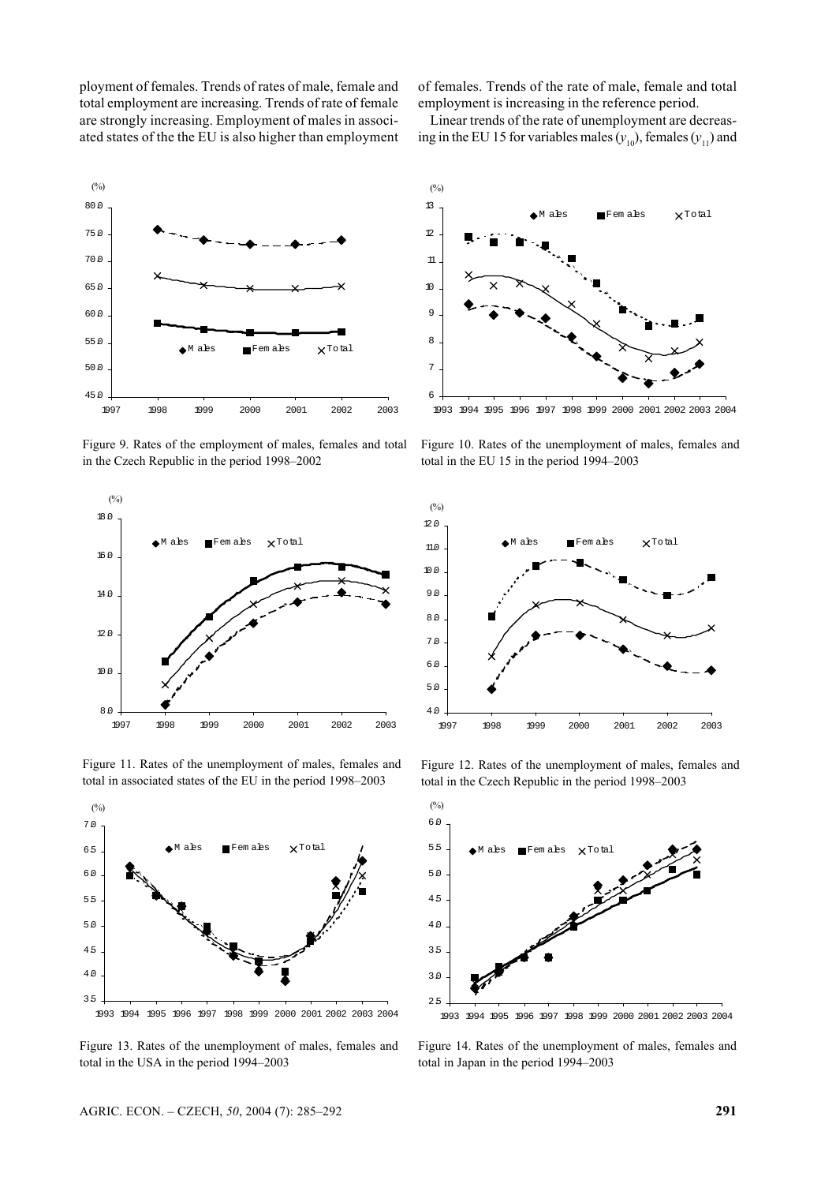ployment of females. Trends of rates of male, female and total employment are increasing. Trends of rate of female are strongly increasing. Employment of males in associated states of the the EU is also higher than employment of females. Trends of the rate of male, female and total employment is increasing in the reference period.

Linear trends of the rate of unemployment are decreasing in the EU 15 for variables males ($y_{10}$), females ($y_{11}$) and

Figure 9. Rates of the employment of males, females and total in the Czech Republic in the period 1998–2002

Figure 10. Rates of the unemployment of males, females and total in the EU 15 in the period 1994–2003

Figure 11. Rates of the unemployment of males, females and total in associated states of the EU in the period 1998–2003

Figure 12. Rates of the unemployment of males, females and total in the Czech Republic in the period 1998–2003

Figure 13. Rates of the unemployment of males, females and total in the USA in the period 1994–2003

Figure 14. Rates of the unemployment of males, females and total in Japan in the period 1994–2003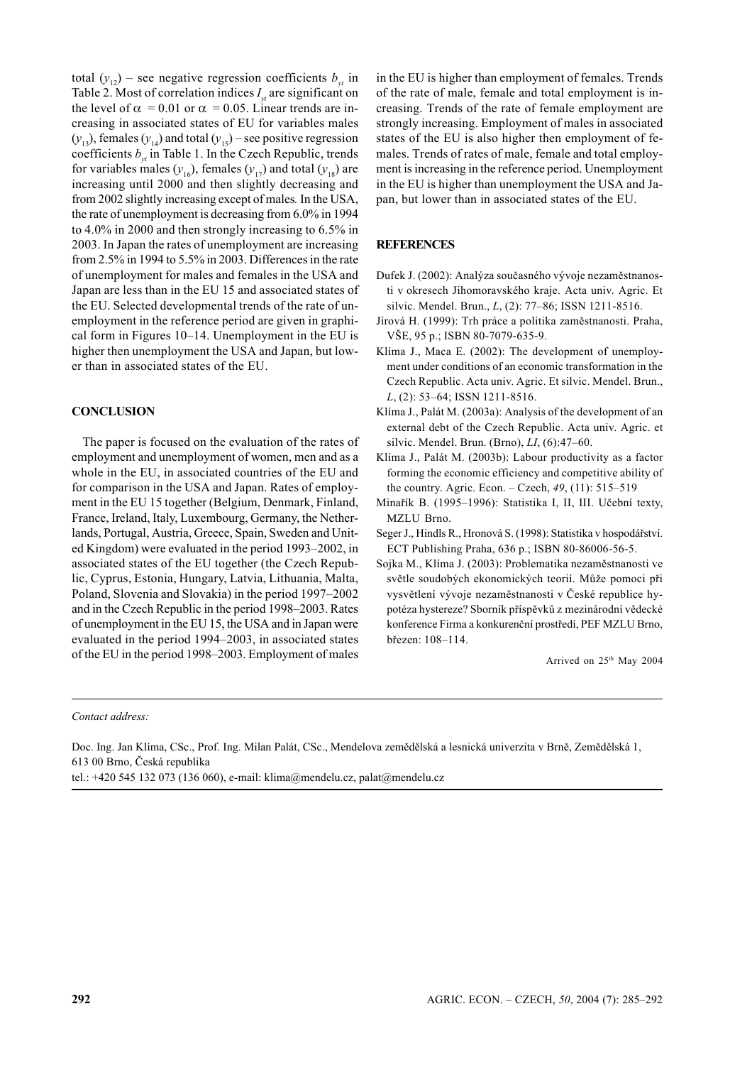total ($y_{12}$) – see negative regression coefficients $b_{yt}$ in Table 2. Most of correlation indices $I_{yt}$ are significant on the level of $\alpha = 0.01$ or $\alpha = 0.05$. Linear trends are increasing in associated states of EU for variables males ($y_{13}$), females ($y_{14}$) and total ($y_{15}$) – see positive regression coefficients $b_{yt}$ in Table 1. In the Czech Republic, trends for variables males ($y_{16}$), females ($y_{17}$) and total ($y_{18}$) are increasing until 2000 and then slightly decreasing and from 2002 slightly increasing except of males. In the USA, the rate of unemployment is decreasing from 6.0% in 1994 to 4.0% in 2000 and then strongly increasing to 6.5% in 2003. In Japan the rates of unemployment are increasing from 2.5% in 1994 to 5.5% in 2003. Differences in the rate of unemployment for males and females in the USA and Japan are less than in the EU 15 and associated states of the EU. Selected developmental trends of the rate of unemployment in the reference period are given in graphical form in Figures 10–14. Unemployment in the EU is higher then unemployment the USA and Japan, but lower than in associated states of the EU.

## CONCLUSION

The paper is focused on the evaluation of the rates of employment and unemployment of women, men and as a whole in the EU, in associated countries of the EU and for comparison in the USA and Japan. Rates of employment in the EU 15 together (Belgium, Denmark, Finland, France, Ireland, Italy, Luxembourg, Germany, the Netherlands, Portugal, Austria, Greece, Spain, Sweden and United Kingdom) were evaluated in the period 1993–2002, in associated states of the EU together (the Czech Republic, Cyprus, Estonia, Hungary, Latvia, Lithuania, Malta, Poland, Slovenia and Slovakia) in the period 1997–2002 and in the Czech Republic in the period 1998–2003. Rates of unemployment in the EU 15, the USA and in Japan were evaluated in the period 1994–2003, in associated states of the EU in the period 1998–2003. Employment of males in the EU is higher than employment of females. Trends of the rate of male, female and total employment is increasing. Trends of the rate of female employment are strongly increasing. Employment of males in associated states of the EU is also higher then employment of females. Trends of rates of male, female and total employment is increasing in the reference period. Unemployment in the EU is higher than unemployment the USA and Japan, but lower than in associated states of the EU.

## REFERENCES

Dufek J. (2002): Analýza současného vývoje nezaměstnanosti v okresech Jihomoravského kraje. Acta univ. Agric. Et silvic. Mendel. Brun., *L*, (2): 77–86; ISSN 1211-8516.

Jírová H. (1999): Trh práce a politika zaměstnanosti. Praha, VŠE, 95 p.; ISBN 80-7079-635-9.

Klíma J., Maca E. (2002): The development of unemployment under conditions of an economic transformation in the Czech Republic. Acta univ. Agric. Et silvic. Mendel. Brun., *L*, (2): 53–64; ISSN 1211-8516.

Klíma J., Palát M. (2003a): Analysis of the development of an external debt of the Czech Republic. Acta univ. Agric. et silvic. Mendel. Brun. (Brno), *LI*, (6):47–60.

Klíma J., Palát M. (2003b): Labour productivity as a factor forming the economic efficiency and competitive ability of the country. Agric. Econ. – Czech, *49*, (11): 515–519

Minařík B. (1995–1996): Statistika I, II, III. Učební texty, MZLU Brno.

Seger J., Hindls R., Hronová S. (1998): Statistika v hospodářství. ECT Publishing Praha, 636 p.; ISBN 80-86006-56-5.

Sojka M., Klíma J. (2003): Problematika nezaměstnanosti ve světle soudobých ekonomických teorií. Může pomoci při vysvětlení vývoje nezaměstnanosti v České republice hypotéza hystereze? Sborník příspěvků z mezinárodní vědecké konference Firma a konkurenční prostředí, PEF MZLU Brno, březen: 108–114.

Arrived on 25th May 2004

*Contact address:*

Doc. Ing. Jan Klíma, CSc., Prof. Ing. Milan Palát, CSc., Mendelova zemědělská a lesnická univerzita v Brně, Zemědělská 1, 613 00 Brno, Česká republika
tel.: +420 545 132 073 (136 060), e-mail: klima@mendelu.cz, palat@mendelu.cz